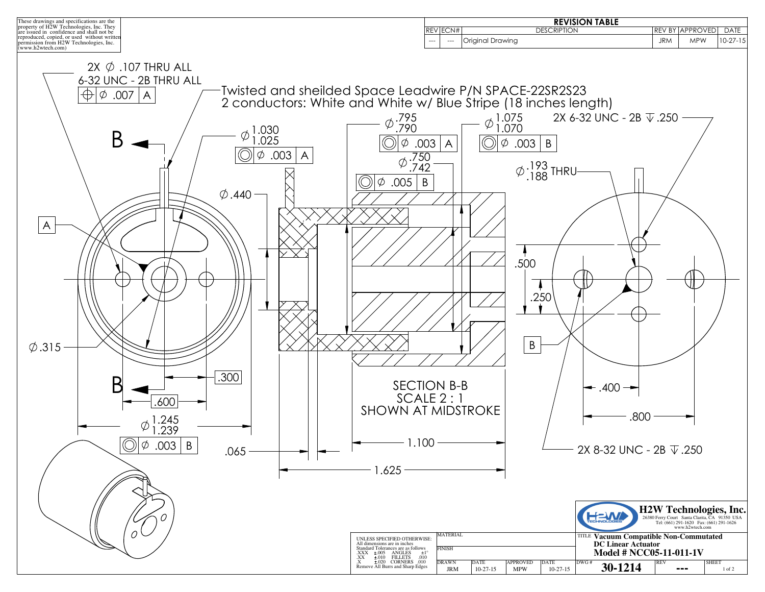These drawings and specifications are the property of H2W Technologies, Inc. They are issued in confidence and shall not be reproduced, copied, or used without written permission from H2W Technologies, Inc. (www.h2wtech.com)

## REVISION TABLE

| REV | ECN# | DESCRIPTION | REV BY | APPROVED | DATE |
|---|---|---|---|---|---|
| --- | --- | Original Drawing | JRM | MPW | 10-27-15 |

2X ⌀ .107 THRU ALL
6-32 UNC - 2B THRU ALL
⌖ ⌀ .007 A

Twisted and sheilded Space Leadwire P/N SPACE-22SR2S23
2 conductors: White and White w/ Blue Stripe (18 inches length)

⌀ 1.030 / 1.025 — ◎ ⌀ .003 A

⌀ .795 / .790 — ◎ ⌀ .003 A

⌀ .750 / .742 — ◎ ⌀ .005 B

⌀ 1.075 / 1.070 — ◎ ⌀ .003 B

2X 6-32 UNC - 2B ↧ .250

⌀ .193 / .188 THRU

⌀ .440

⌀ .315

A

B

.500

.250

.300

.600

⌀ 1.245 / 1.239 — ◎ ⌀ .003 B

.065

1.100

1.625

.400

.800

2X 8-32 UNC - 2B ↧ .250

SECTION B-B
SCALE 2 : 1
SHOWN AT MIDSTROKE

UNLESS SPECIFIED OTHERWISE:
All dimensions are in inches
Standard Tolerances are as follows
.XXX ±.005 ANGLES ±1°
.XX ±.010 FILLETS .010
.X ±.020 CORNERS .010
Remove All Burrs and Sharp Edges

MATERIAL

FINISH

| DRAWN | DATE | APPROVED | DATE |
|---|---|---|---|
| JRM | 10-27-15 | MPW | 10-27-15 |

**H2W Technologies, Inc.**
26380 Ferry Court Santa Clarita, CA 91350 USA
Tel: (661) 291-1620 Fax: (661) 291-1626
www.h2wtech.com

TITLE **Vacuum Compatible Non-Commutated DC Linear Actuator**
**Model # NCC05-11-011-1V**

DWG # **30-1214** REV **---** SHEET 1 of 2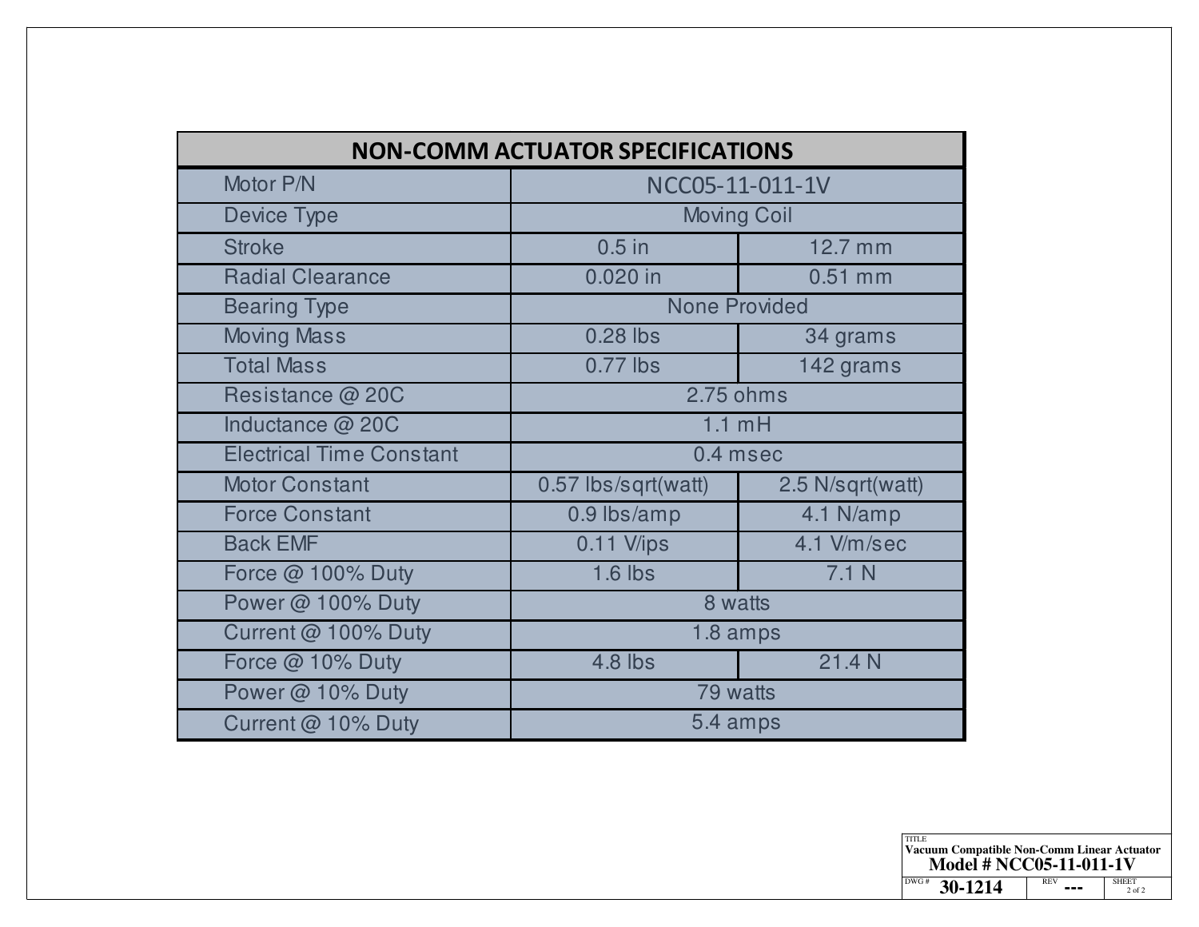| NON-COMM ACTUATOR SPECIFICATIONS | | |
|---|---|---|
| Motor P/N | NCC05-11-011-1V | |
| Device Type | Moving Coil | |
| Stroke | 0.5 in | 12.7 mm |
| Radial Clearance | 0.020 in | 0.51 mm |
| Bearing Type | None Provided | |
| Moving Mass | 0.28 lbs | 34 grams |
| Total Mass | 0.77 lbs | 142 grams |
| Resistance @ 20C | 2.75 ohms | |
| Inductance @ 20C | 1.1 mH | |
| Electrical Time Constant | 0.4 msec | |
| Motor Constant | 0.57 lbs/sqrt(watt) | 2.5 N/sqrt(watt) |
| Force Constant | 0.9 lbs/amp | 4.1 N/amp |
| Back EMF | 0.11 V/ips | 4.1 V/m/sec |
| Force @ 100% Duty | 1.6 lbs | 7.1 N |
| Power @ 100% Duty | 8 watts | |
| Current @ 100% Duty | 1.8 amps | |
| Force @ 10% Duty | 4.8 lbs | 21.4 N |
| Power @ 10% Duty | 79 watts | |
| Current @ 10% Duty | 5.4 amps | |

TITLE
Vacuum Compatible Non-Comm Linear Actuator
**Model # NCC05-11-011-1V**

DWG # **30-1214** REV **---**